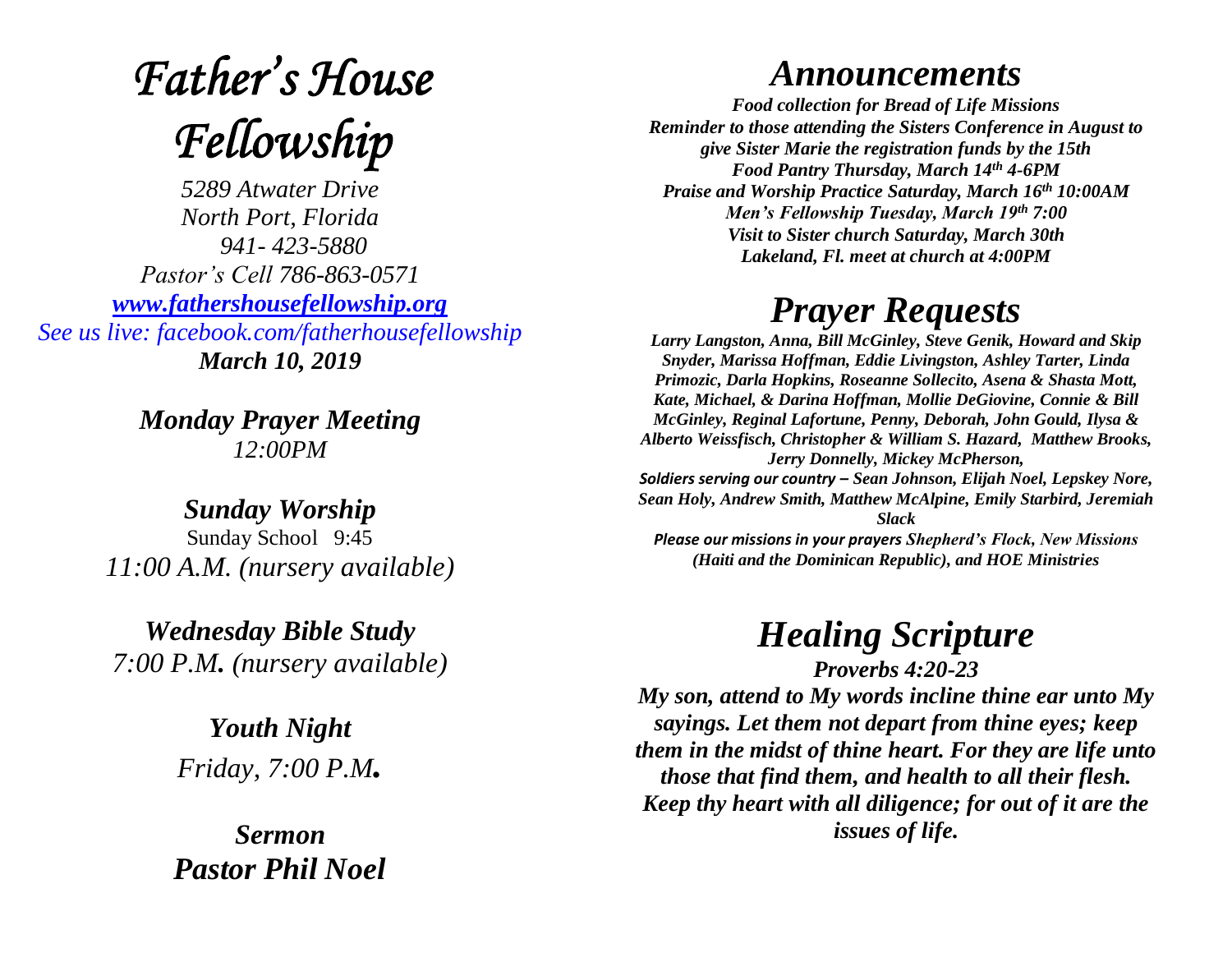# *Father's House Fellowship*

*5289 Atwater Drive*
*North Port, Florida*
*941- 423-5880*
*Pastor's Cell 786-863-0571*
*[www.fathershousefellowship.org](http://www.fathershousefellowship.org)*
*See us live: facebook.com/fatherhousefellowship*
***March 10, 2019***

***Monday Prayer Meeting***
*12:00PM*

***Sunday Worship***
Sunday School 9:45
*11:00 A.M. (nursery available)*

***Wednesday Bible Study***
*7:00 P.M. (nursery available)*

***Youth Night***
*Friday, 7:00 P.M.*

***Sermon***
***Pastor Phil Noel***

## *Announcements*

***Food collection for Bread of Life Missions***
***Reminder to those attending the Sisters Conference in August to give Sister Marie the registration funds by the 15th***
***Food Pantry Thursday, March 14th 4-6PM***
***Praise and Worship Practice Saturday, March 16th 10:00AM***
***Men's Fellowship Tuesday, March 19th 7:00***
***Visit to Sister church Saturday, March 30th***
***Lakeland, Fl. meet at church at 4:00PM***

## *Prayer Requests*

***Larry Langston, Anna, Bill McGinley, Steve Genik, Howard and Skip Snyder, Marissa Hoffman, Eddie Livingston, Ashley Tarter, Linda Primozic, Darla Hopkins, Roseanne Sollecito, Asena & Shasta Mott, Kate, Michael, & Darina Hoffman, Mollie DeGiovine, Connie & Bill McGinley, Reginal Lafortune, Penny, Deborah, John Gould, Ilysa & Alberto Weissfisch, Christopher & William S. Hazard, Matthew Brooks, Jerry Donnelly, Mickey McPherson,***
***Soldiers serving our country – Sean Johnson, Elijah Noel, Lepskey Nore, Sean Holy, Andrew Smith, Matthew McAlpine, Emily Starbird, Jeremiah Slack***
***Please our missions in your prayers Shepherd's Flock, New Missions (Haiti and the Dominican Republic), and HOE Ministries***

## *Healing Scripture*

***Proverbs 4:20-23***
***My son, attend to My words incline thine ear unto My sayings. Let them not depart from thine eyes; keep them in the midst of thine heart. For they are life unto those that find them, and health to all their flesh. Keep thy heart with all diligence; for out of it are the issues of life.***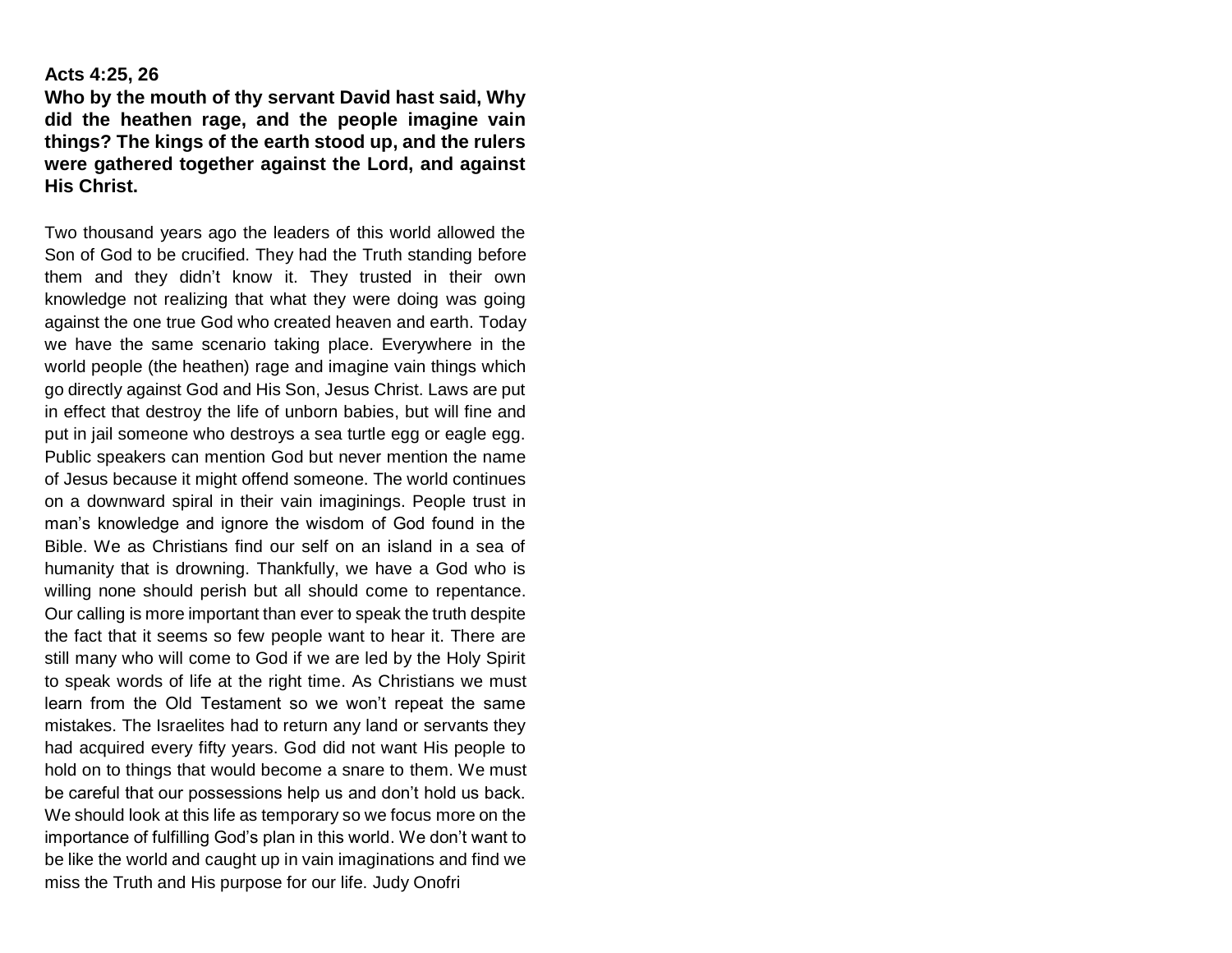**Acts 4:25, 26**
**Who by the mouth of thy servant David hast said, Why did the heathen rage, and the people imagine vain things? The kings of the earth stood up, and the rulers were gathered together against the Lord, and against His Christ.**

Two thousand years ago the leaders of this world allowed the Son of God to be crucified. They had the Truth standing before them and they didn't know it. They trusted in their own knowledge not realizing that what they were doing was going against the one true God who created heaven and earth. Today we have the same scenario taking place. Everywhere in the world people (the heathen) rage and imagine vain things which go directly against God and His Son, Jesus Christ. Laws are put in effect that destroy the life of unborn babies, but will fine and put in jail someone who destroys a sea turtle egg or eagle egg. Public speakers can mention God but never mention the name of Jesus because it might offend someone. The world continues on a downward spiral in their vain imaginings. People trust in man's knowledge and ignore the wisdom of God found in the Bible. We as Christians find our self on an island in a sea of humanity that is drowning. Thankfully, we have a God who is willing none should perish but all should come to repentance. Our calling is more important than ever to speak the truth despite the fact that it seems so few people want to hear it. There are still many who will come to God if we are led by the Holy Spirit to speak words of life at the right time. As Christians we must learn from the Old Testament so we won't repeat the same mistakes. The Israelites had to return any land or servants they had acquired every fifty years. God did not want His people to hold on to things that would become a snare to them. We must be careful that our possessions help us and don't hold us back. We should look at this life as temporary so we focus more on the importance of fulfilling God's plan in this world. We don't want to be like the world and caught up in vain imaginations and find we miss the Truth and His purpose for our life. Judy Onofri